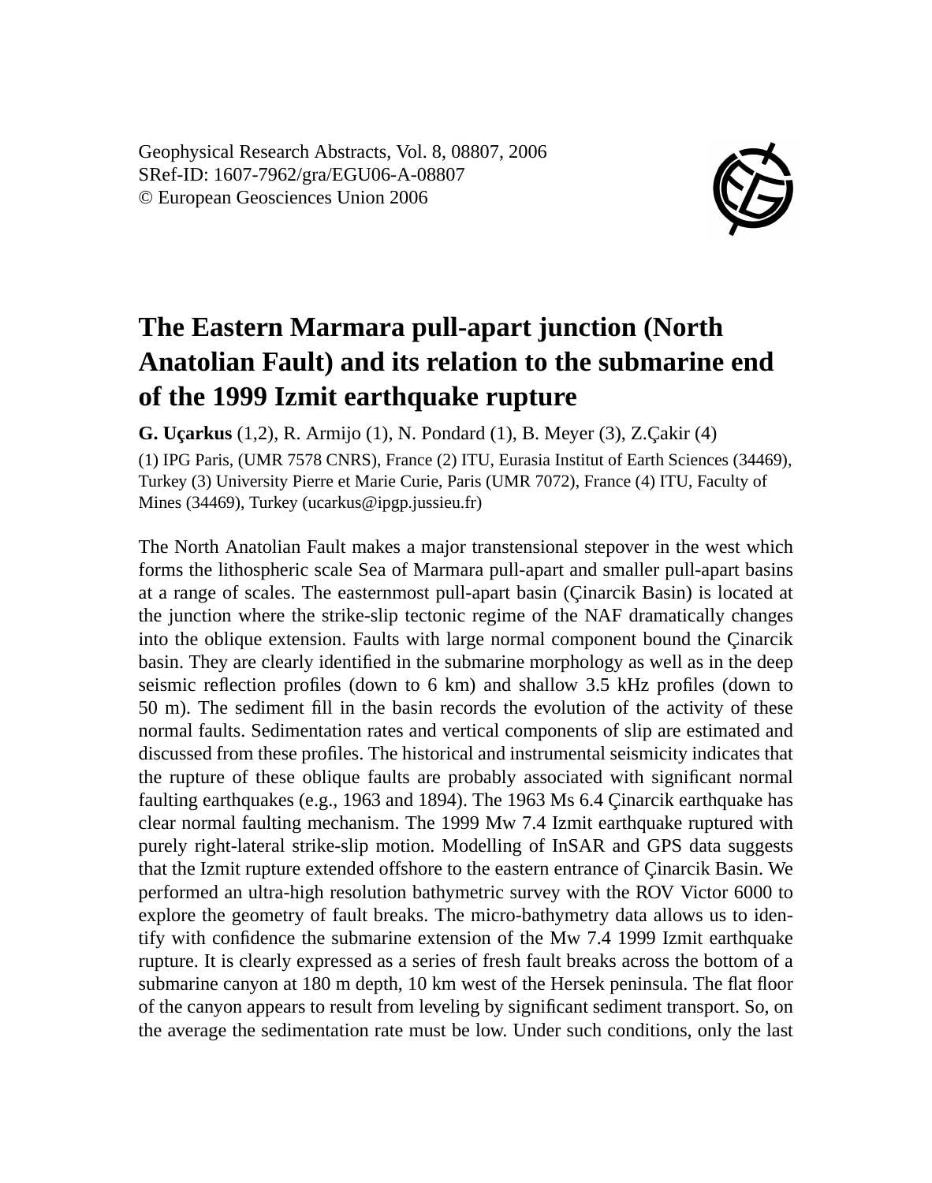Geophysical Research Abstracts, Vol. 8, 08807, 2006
SRef-ID: 1607-7962/gra/EGU06-A-08807
© European Geosciences Union 2006

# The Eastern Marmara pull-apart junction (North Anatolian Fault) and its relation to the submarine end of the 1999 Izmit earthquake rupture

**G. Uçarkus** (1,2), R. Armijo (1), N. Pondard (1), B. Meyer (3), Z.Çakir (4)

(1) IPG Paris, (UMR 7578 CNRS), France (2) ITU, Eurasia Institut of Earth Sciences (34469), Turkey (3) University Pierre et Marie Curie, Paris (UMR 7072), France (4) ITU, Faculty of Mines (34469), Turkey (ucarkus@ipgp.jussieu.fr)

The North Anatolian Fault makes a major transtensional stepover in the west which forms the lithospheric scale Sea of Marmara pull-apart and smaller pull-apart basins at a range of scales. The easternmost pull-apart basin (Çinarcik Basin) is located at the junction where the strike-slip tectonic regime of the NAF dramatically changes into the oblique extension. Faults with large normal component bound the Çinarcik basin. They are clearly identified in the submarine morphology as well as in the deep seismic reflection profiles (down to 6 km) and shallow 3.5 kHz profiles (down to 50 m). The sediment fill in the basin records the evolution of the activity of these normal faults. Sedimentation rates and vertical components of slip are estimated and discussed from these profiles. The historical and instrumental seismicity indicates that the rupture of these oblique faults are probably associated with significant normal faulting earthquakes (e.g., 1963 and 1894). The 1963 Ms 6.4 Çinarcik earthquake has clear normal faulting mechanism. The 1999 Mw 7.4 Izmit earthquake ruptured with purely right-lateral strike-slip motion. Modelling of InSAR and GPS data suggests that the Izmit rupture extended offshore to the eastern entrance of Çinarcik Basin. We performed an ultra-high resolution bathymetric survey with the ROV Victor 6000 to explore the geometry of fault breaks. The micro-bathymetry data allows us to identify with confidence the submarine extension of the Mw 7.4 1999 Izmit earthquake rupture. It is clearly expressed as a series of fresh fault breaks across the bottom of a submarine canyon at 180 m depth, 10 km west of the Hersek peninsula. The flat floor of the canyon appears to result from leveling by significant sediment transport. So, on the average the sedimentation rate must be low. Under such conditions, only the last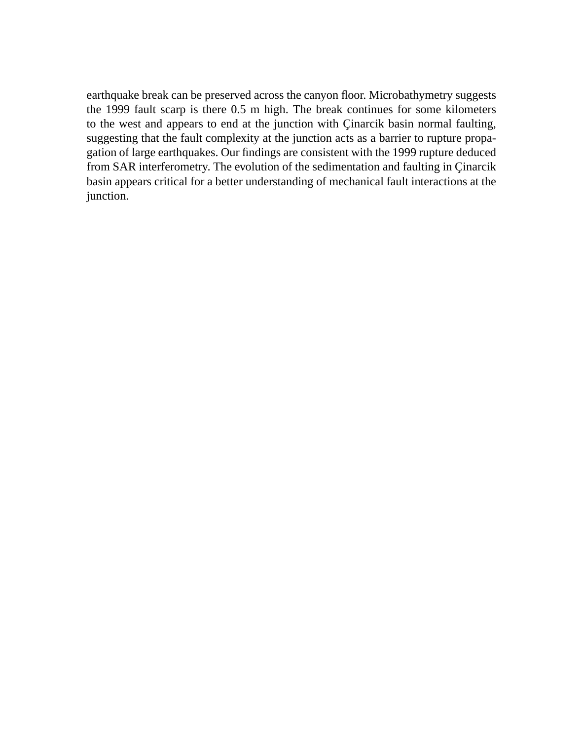earthquake break can be preserved across the canyon floor. Microbathymetry suggests the 1999 fault scarp is there 0.5 m high. The break continues for some kilometers to the west and appears to end at the junction with Çinarcik basin normal faulting, suggesting that the fault complexity at the junction acts as a barrier to rupture propagation of large earthquakes. Our findings are consistent with the 1999 rupture deduced from SAR interferometry. The evolution of the sedimentation and faulting in Çinarcik basin appears critical for a better understanding of mechanical fault interactions at the junction.